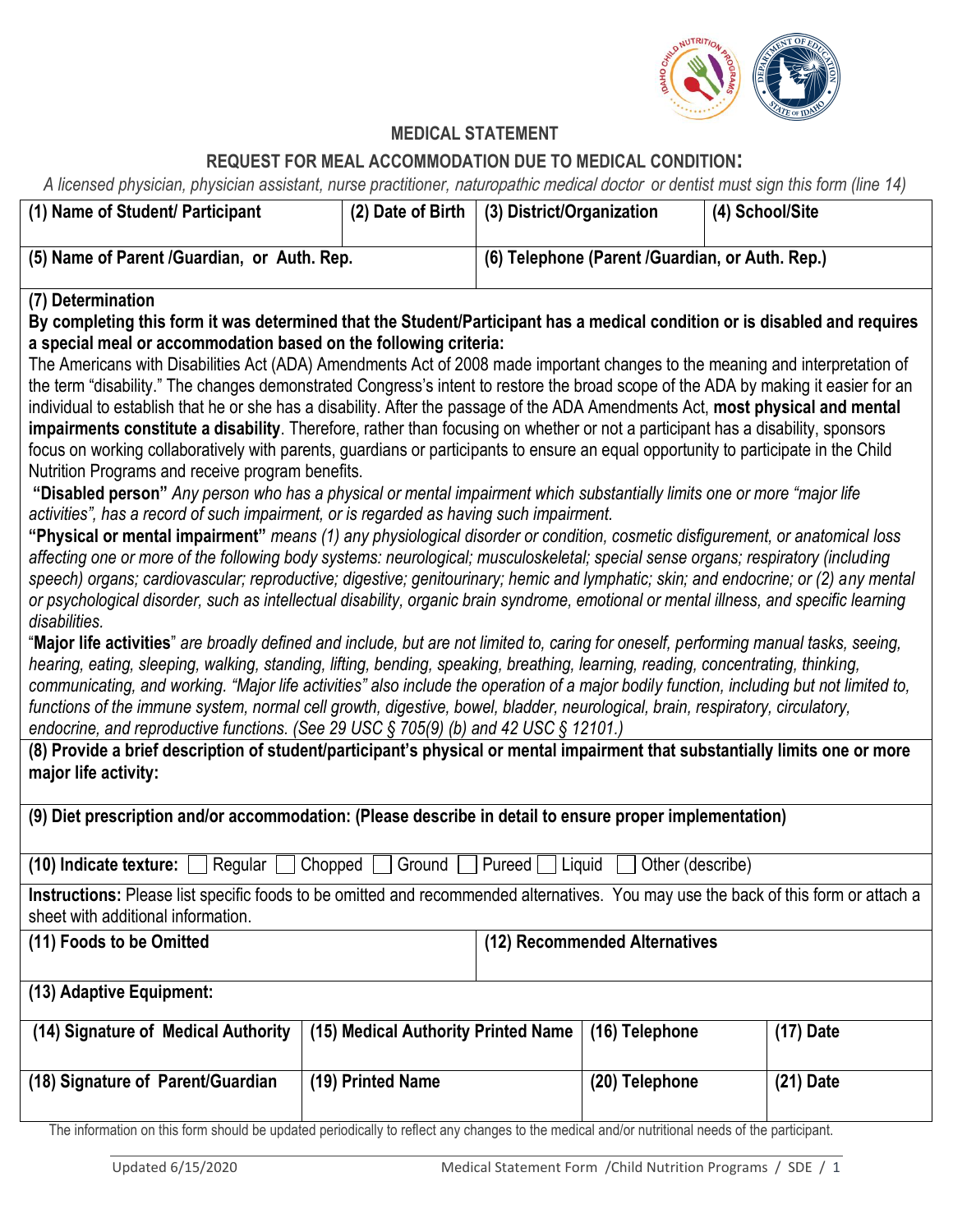## MEDICAL STATEMENT

### REQUEST FOR MEAL ACCOMMODATION DUE TO MEDICAL CONDITION:

*A licensed physician, physician assistant, nurse practitioner, naturopathic medical doctor or dentist must sign this form (line 14)*

| (1) Name of Student/ Participant | (2) Date of Birth | (3) District/Organization | (4) School/Site |
|---|---|---|---|
| | | | |

| (5) Name of Parent /Guardian, or Auth. Rep. | (6) Telephone (Parent /Guardian, or Auth. Rep.) |
|---|---|
| | |

**(7) Determination**

**By completing this form it was determined that the Student/Participant has a medical condition or is disabled and requires a special meal or accommodation based on the following criteria:**

The Americans with Disabilities Act (ADA) Amendments Act of 2008 made important changes to the meaning and interpretation of the term "disability." The changes demonstrated Congress's intent to restore the broad scope of the ADA by making it easier for an individual to establish that he or she has a disability. After the passage of the ADA Amendments Act, **most physical and mental impairments constitute a disability**. Therefore, rather than focusing on whether or not a participant has a disability, sponsors focus on working collaboratively with parents, guardians or participants to ensure an equal opportunity to participate in the Child Nutrition Programs and receive program benefits.

**"Disabled person"** *Any person who has a physical or mental impairment which substantially limits one or more "major life activities", has a record of such impairment, or is regarded as having such impairment.*

**"Physical or mental impairment"** *means (1) any physiological disorder or condition, cosmetic disfigurement, or anatomical loss affecting one or more of the following body systems: neurological; musculoskeletal; special sense organs; respiratory (including speech) organs; cardiovascular; reproductive; digestive; genitourinary; hemic and lymphatic; skin; and endocrine; or (2) any mental or psychological disorder, such as intellectual disability, organic brain syndrome, emotional or mental illness, and specific learning disabilities.*

"**Major life activities**" *are broadly defined and include, but are not limited to, caring for oneself, performing manual tasks, seeing, hearing, eating, sleeping, walking, standing, lifting, bending, speaking, breathing, learning, reading, concentrating, thinking, communicating, and working. "Major life activities" also include the operation of a major bodily function, including but not limited to, functions of the immune system, normal cell growth, digestive, bowel, bladder, neurological, brain, respiratory, circulatory, endocrine, and reproductive functions. (See 29 USC § 705(9) (b) and 42 USC § 12101.)*

**(8) Provide a brief description of student/participant's physical or mental impairment that substantially limits one or more major life activity:**

**(9) Diet prescription and/or accommodation: (Please describe in detail to ensure proper implementation)**

**(10) Indicate texture:** ☐ Regular ☐ Chopped ☐ Ground ☐ Pureed ☐ Liquid ☐ Other (describe)

**Instructions:** Please list specific foods to be omitted and recommended alternatives. You may use the back of this form or attach a sheet with additional information.

| (11) Foods to be Omitted | (12) Recommended Alternatives |
|---|---|
| | |

**(13) Adaptive Equipment:**

| (14) Signature of Medical Authority | (15) Medical Authority Printed Name | (16) Telephone | (17) Date |
|---|---|---|---|
| | | | |
| **(18) Signature of Parent/Guardian** | **(19) Printed Name** | **(20) Telephone** | **(21) Date** |
| | | | |

The information on this form should be updated periodically to reflect any changes to the medical and/or nutritional needs of the participant.

Updated 6/15/2020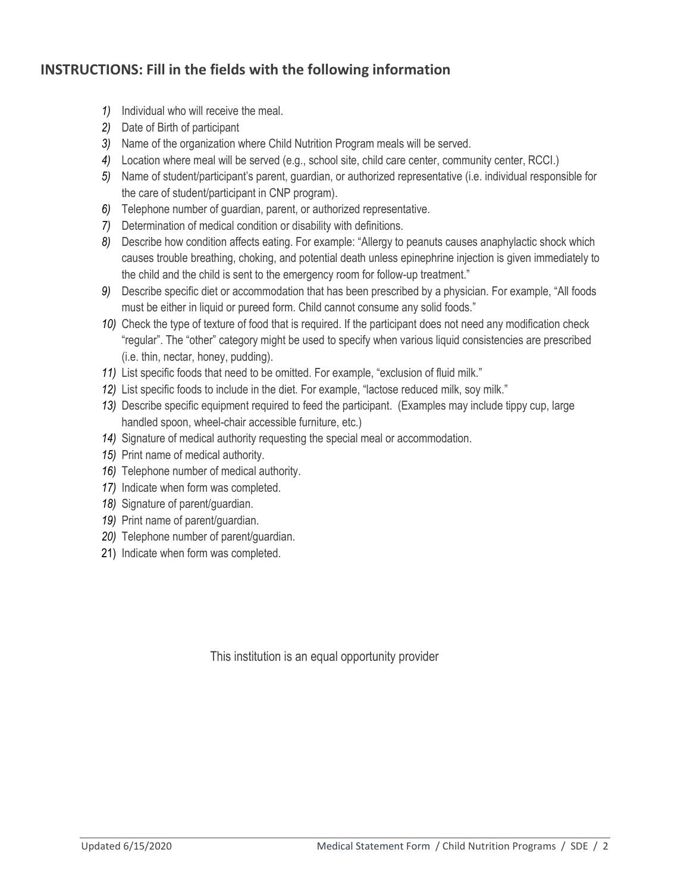## INSTRUCTIONS: Fill in the fields with the following information

1) Individual who will receive the meal.
2) Date of Birth of participant
3) Name of the organization where Child Nutrition Program meals will be served.
4) Location where meal will be served (e.g., school site, child care center, community center, RCCI.)
5) Name of student/participant's parent, guardian, or authorized representative (i.e. individual responsible for the care of student/participant in CNP program).
6) Telephone number of guardian, parent, or authorized representative.
7) Determination of medical condition or disability with definitions.
8) Describe how condition affects eating. For example: "Allergy to peanuts causes anaphylactic shock which causes trouble breathing, choking, and potential death unless epinephrine injection is given immediately to the child and the child is sent to the emergency room for follow-up treatment."
9) Describe specific diet or accommodation that has been prescribed by a physician. For example, "All foods must be either in liquid or pureed form. Child cannot consume any solid foods."
10) Check the type of texture of food that is required. If the participant does not need any modification check "regular". The "other" category might be used to specify when various liquid consistencies are prescribed (i.e. thin, nectar, honey, pudding).
11) List specific foods that need to be omitted. For example, "exclusion of fluid milk."
12) List specific foods to include in the diet. For example, "lactose reduced milk, soy milk."
13) Describe specific equipment required to feed the participant. (Examples may include tippy cup, large handled spoon, wheel-chair accessible furniture, etc.)
14) Signature of medical authority requesting the special meal or accommodation.
15) Print name of medical authority.
16) Telephone number of medical authority.
17) Indicate when form was completed.
18) Signature of parent/guardian.
19) Print name of parent/guardian.
20) Telephone number of parent/guardian.
21) Indicate when form was completed.

This institution is an equal opportunity provider